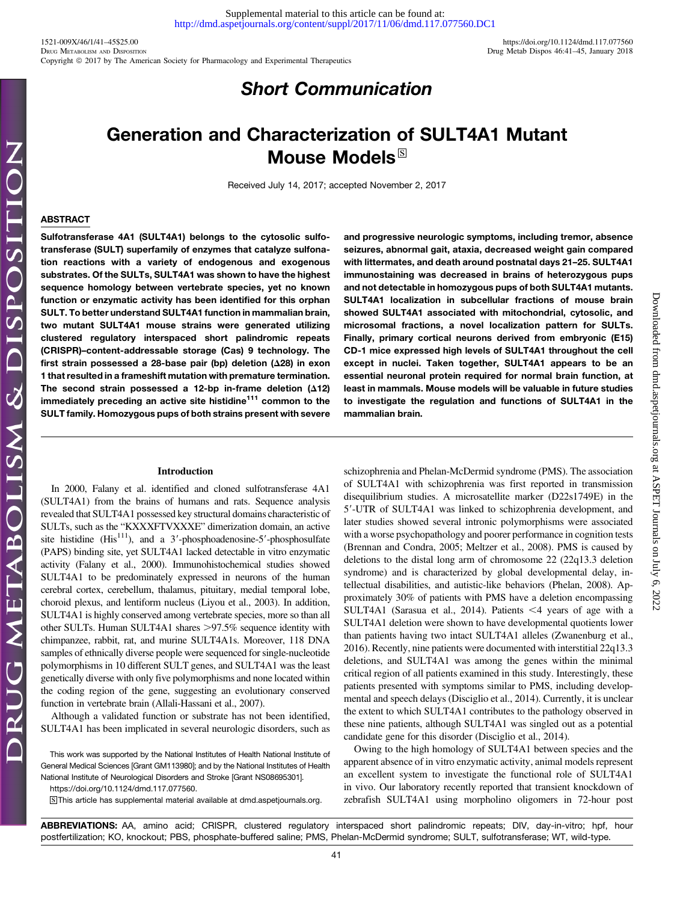## Short Communication

# Generation and Characterization of SULT4A1 Mutant Mouse Models

Received July 14, 2017; accepted November 2, 2017

## ABSTRACT

**Sulfotransferase 4A1 (SULT4A1) belongs to the cytosolic sulfotransferase (SULT) superfamily of enzymes that catalyze sulfonation reactions with a variety of endogenous and exogenous substrates. Of the SULTs, SULT4A1 was shown to have the highest sequence homology between vertebrate species, yet no known function or enzymatic activity has been identified for this orphan SULT. To better understand SULT4A1 function in mammalian brain, two mutant SULT4A1 mouse strains were generated utilizing clustered regulatory interspaced short palindromic repeats (CRISPR)–content-addressable storage (Cas) 9 technology. The first strain possessed a 28-base pair (bp) deletion (Δ28) in exon 1 that resulted in a frameshift mutation with premature termination. The second strain possessed a 12-bp in-frame deletion (Δ12) immediately preceding an active site histidine[111] common to the SULT family. Homozygous pups of both strains present with severe and progressive neurologic symptoms, including tremor, absence seizures, abnormal gait, ataxia, decreased weight gain compared with littermates, and death around postnatal days 21–25. SULT4A1 immunostaining was decreased in brains of heterozygous pups and not detectable in homozygous pups of both SULT4A1 mutants. SULT4A1 localization in subcellular fractions of mouse brain showed SULT4A1 associated with mitochondrial, cytosolic, and microsomal fractions, a novel localization pattern for SULTs. Finally, primary cortical neurons derived from embryonic (E15) CD-1 mice expressed high levels of SULT4A1 throughout the cell except in nuclei. Taken together, SULT4A1 appears to be an essential neuronal protein required for normal brain function, at least in mammals. Mouse models will be valuable in future studies to investigate the regulation and functions of SULT4A1 in the mammalian brain.**

## Introduction

In 2000, Falany et al. identified and cloned sulfotransferase 4A1 (SULT4A1) from the brains of humans and rats. Sequence analysis revealed that SULT4A1 possessed key structural domains characteristic of SULTs, such as the "KXXXFTVXXXE" dimerization domain, an active site histidine (His[111]), and a 3′-phosphoadenosine-5′-phosphosulfate (PAPS) binding site, yet SULT4A1 lacked detectable in vitro enzymatic activity (Falany et al., 2000). Immunohistochemical studies showed SULT4A1 to be predominately expressed in neurons of the human cerebral cortex, cerebellum, thalamus, pituitary, medial temporal lobe, choroid plexus, and lentiform nucleus (Liyou et al., 2003). In addition, SULT4A1 is highly conserved among vertebrate species, more so than all other SULTs. Human SULT4A1 shares >97.5% sequence identity with chimpanzee, rabbit, rat, and murine SULT4A1s. Moreover, 118 DNA samples of ethnically diverse people were sequenced for single-nucleotide polymorphisms in 10 different SULT genes, and SULT4A1 was the least genetically diverse with only five polymorphisms and none located within the coding region of the gene, suggesting an evolutionary conserved function in vertebrate brain (Allali-Hassani et al., 2007).

Although a validated function or substrate has not been identified, SULT4A1 has been implicated in several neurologic disorders, such as schizophrenia and Phelan-McDermid syndrome (PMS). The association of SULT4A1 with schizophrenia was first reported in transmission disequilibrium studies. A microsatellite marker (D22s1749E) in the 5′-UTR of SULT4A1 was linked to schizophrenia development, and later studies showed several intronic polymorphisms were associated with a worse psychopathology and poorer performance in cognition tests (Brennan and Condra, 2005; Meltzer et al., 2008). PMS is caused by deletions to the distal long arm of chromosome 22 (22q13.3 deletion syndrome) and is characterized by global developmental delay, intellectual disabilities, and autistic-like behaviors (Phelan, 2008). Approximately 30% of patients with PMS have a deletion encompassing SULT4A1 (Sarasua et al., 2014). Patients <4 years of age with a SULT4A1 deletion were shown to have developmental quotients lower than patients having two intact SULT4A1 alleles (Zwanenburg et al., 2016). Recently, nine patients were documented with interstitial 22q13.3 deletions, and SULT4A1 was among the genes within the minimal critical region of all patients examined in this study. Interestingly, these patients presented with symptoms similar to PMS, including developmental and speech delays (Disciglio et al., 2014). Currently, it is unclear the extent to which SULT4A1 contributes to the pathology observed in these nine patients, although SULT4A1 was singled out as a potential candidate gene for this disorder (Disciglio et al., 2014).

Owing to the high homology of SULT4A1 between species and the apparent absence of in vitro enzymatic activity, animal models represent an excellent system to investigate the functional role of SULT4A1 in vivo. Our laboratory recently reported that transient knockdown of zebrafish SULT4A1 using morpholino oligomers in 72-hour post

This work was supported by the National Institutes of Health National Institute of General Medical Sciences [Grant GM113980]; and by the National Institutes of Health National Institute of Neurological Disorders and Stroke [Grant NS08695301].

https://doi.org/10.1124/dmd.117.077560.

S This article has supplemental material available at dmd.aspetjournals.org.

**ABBREVIATIONS:** AA, amino acid; CRISPR, clustered regulatory interspaced short palindromic repeats; DIV, day-in-vitro; hpf, hour postfertilization; KO, knockout; PBS, phosphate-buffered saline; PMS, Phelan-McDermid syndrome; SULT, sulfotransferase; WT, wild-type.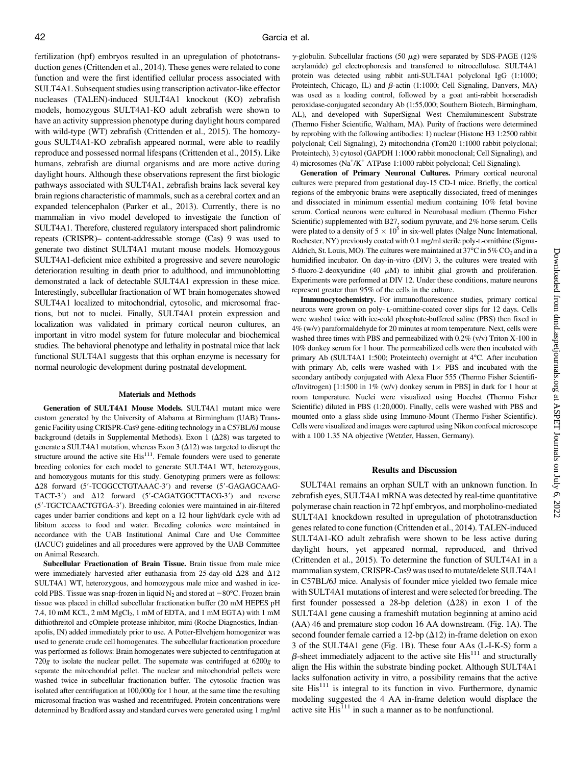fertilization (hpf) embryos resulted in an upregulation of phototransduction genes (Crittenden et al., 2014). These genes were related to cone function and were the first identified cellular process associated with SULT4A1. Subsequent studies using transcription activator-like effector nucleases (TALEN)-induced SULT4A1 knockout (KO) zebrafish models, homozygous SULT4A1-KO adult zebrafish were shown to have an activity suppression phenotype during daylight hours compared with wild-type (WT) zebrafish (Crittenden et al., 2015). The homozygous SULT4A1-KO zebrafish appeared normal, were able to readily reproduce and possessed normal lifespans (Crittenden et al., 2015). Like humans, zebrafish are diurnal organisms and are more active during daylight hours. Although these observations represent the first biologic pathways associated with SULT4A1, zebrafish brains lack several key brain regions characteristic of mammals, such as a cerebral cortex and an expanded telencephalon (Parker et al., 2013). Currently, there is no mammalian in vivo model developed to investigate the function of SULT4A1. Therefore, clustered regulatory interspaced short palindromic repeats (CRISPR)– content-addressable storage (Cas) 9 was used to generate two distinct SULT4A1 mutant mouse models. Homozygous SULT4A1-deficient mice exhibited a progressive and severe neurologic deterioration resulting in death prior to adulthood, and immunoblotting demonstrated a lack of detectable SULT4A1 expression in these mice. Interestingly, subcellular fractionation of WT brain homogenates showed SULT4A1 localized to mitochondrial, cytosolic, and microsomal fractions, but not to nuclei. Finally, SULT4A1 protein expression and localization was validated in primary cortical neuron cultures, an important in vitro model system for future molecular and biochemical studies. The behavioral phenotype and lethality in postnatal mice that lack functional SULT4A1 suggests that this orphan enzyme is necessary for normal neurologic development during postnatal development.

## Materials and Methods

**Generation of SULT4A1 Mouse Models.** SULT4A1 mutant mice were custom generated by the University of Alabama at Birmingham (UAB) Transgenic Facility using CRISPR-Cas9 gene-editing technology in a C57BL/6J mouse background (details in Supplemental Methods). Exon 1 (Δ28) was targeted to generate a SULT4A1 mutation, whereas Exon 3 (Δ12) was targeted to disrupt the structure around the active site His[111]. Female founders were used to generate breeding colonies for each model to generate SULT4A1 WT, heterozygous, and homozygous mutants for this study. Genotyping primers were as follows: Δ28 forward (5′-TCGGCCTGTAAAC-3′) and reverse (5′-GAGAGCAAG-TACT-3′) and Δ12 forward (5′-CAGATGGCTTACG-3′) and reverse (5′-TGCTCAACTGTGA-3′). Breeding colonies were maintained in air-filtered cages under barrier conditions and kept on a 12 hour light/dark cycle with ad libitum access to food and water. Breeding colonies were maintained in accordance with the UAB Institutional Animal Care and Use Committee (IACUC) guidelines and all procedures were approved by the UAB Committee on Animal Research.

**Subcellular Fractionation of Brain Tissue.** Brain tissue from male mice were immediately harvested after euthanasia from 25-day-old Δ28 and Δ12 SULT4A1 WT, heterozygous, and homozygous male mice and washed in ice-cold PBS. Tissue was snap-frozen in liquid $N_2$ and stored at −80°C. Frozen brain tissue was placed in chilled subcellular fractionation buffer (20 mM HEPES pH 7.4, 10 mM KCL, 2 mM $MgCl_2$, 1 mM of EDTA, and 1 mM EGTA) with 1 mM dithiothreitol and cOmplete protease inhibitor, mini (Roche Diagnostics, Indianapolis, IN) added immediately prior to use. A Potter-Elvehjem homogenizer was used to generate crude cell homogenates. The subcellular fractionation procedure was performed as follows: Brain homogenates were subjected to centrifugation at 720*g* to isolate the nuclear pellet. The supernate was centrifuged at 6200*g* to separate the mitochondrial pellet. The nuclear and mitochondrial pellets were washed twice in subcellular fractionation buffer. The cytosolic fraction was isolated after centrifugation at 100,000*g* for 1 hour, at the same time the resulting microsomal fraction was washed and recentrifuged. Protein concentrations were determined by Bradford assay and standard curves were generated using 1 mg/ml γ-globulin. Subcellular fractions (50 μg) were separated by SDS-PAGE (12% acrylamide) gel electrophoresis and transferred to nitrocellulose. SULT4A1 protein was detected using rabbit anti-SULT4A1 polyclonal IgG (1:1000; Proteintech, Chicago, IL) and β-actin (1:1000; Cell Signaling, Danvers, MA) was used as a loading control, followed by a goat anti-rabbit horseradish peroxidase-conjugated secondary Ab (1:55,000; Southern Biotech, Birmingham, AL), and developed with SuperSignal West Chemiluminescent Substrate (Thermo Fisher Scientific, Waltham, MA). Purity of fractions were determined by reprobing with the following antibodies: 1) nuclear (Histone H3 1:2500 rabbit polyclonal; Cell Signaling), 2) mitochondria (Tom20 1:1000 rabbit polyclonal; Proteintech), 3) cytosol (GAPDH 1:1000 rabbit monoclonal; Cell Signaling), and 4) microsomes ($Na^+/K^+$ ATPase 1:1000 rabbit polyclonal; Cell Signaling).

**Generation of Primary Neuronal Cultures.** Primary cortical neuronal cultures were prepared from gestational day-15 CD-1 mice. Briefly, the cortical regions of the embryonic brains were aseptically dissociated, freed of meninges and dissociated in minimum essential medium containing 10% fetal bovine serum. Cortical neurons were cultured in Neurobasal medium (Thermo Fisher Scientific) supplemented with B27, sodium pyruvate, and 2% horse serum. Cells were plated to a density of $5 \times 10^5$ in six-well plates (Nalge Nunc International, Rochester, NY) previously coated with 0.1 mg/ml sterile poly-L-ornithine (Sigma-Aldrich, St. Louis, MO). The cultures were maintained at 37°C in 5% $CO_2$ and in a humidified incubator. On day-in-vitro (DIV) 3, the cultures were treated with 5-fluoro-2-deoxyuridine (40 μM) to inhibit glial growth and proliferation. Experiments were performed at DIV 12. Under these conditions, mature neurons represent greater than 95% of the cells in the culture.

**Immunocytochemistry.** For immunofluorescence studies, primary cortical neurons were grown on poly- L-ornithine-coated cover slips for 12 days. Cells were washed twice with ice-cold phosphate-buffered saline (PBS) then fixed in 4% (w/v) paraformaldehyde for 20 minutes at room temperature. Next, cells were washed three times with PBS and permeabilized with 0.2% (v/v) Triton X-100 in 10% donkey serum for 1 hour. The permeabilized cells were then incubated with primary Ab (SULT4A1 1:500; Proteintech) overnight at 4°C. After incubation with primary Ab, cells were washed with 1× PBS and incubated with the secondary antibody conjugated with Alexa Fluor 555 (Thermo Fisher Scientific/Invitrogen) [1:1500 in 1% (w/v) donkey serum in PBS] in dark for 1 hour at room temperature. Nuclei were visualized using Hoechst (Thermo Fisher Scientific) diluted in PBS (1:20,000). Finally, cells were washed with PBS and mounted onto a glass slide using Immuno-Mount (Thermo Fisher Scientific). Cells were visualized and images were captured using Nikon confocal microscope with a 100 1.35 NA objective (Wetzler, Hassen, Germany).

## Results and Discussion

SULT4A1 remains an orphan SULT with an unknown function. In zebrafish eyes, SULT4A1 mRNA was detected by real-time quantitative polymerase chain reaction in 72 hpf embryos, and morpholino-mediated SULT4A1 knockdown resulted in upregulation of phototransduction genes related to cone function (Crittenden et al., 2014). TALEN-induced SULT4A1-KO adult zebrafish were shown to be less active during daylight hours, yet appeared normal, reproduced, and thrived (Crittenden et al., 2015). To determine the function of SULT4A1 in a mammalian system, CRISPR-Cas9 was used to mutate/delete SULT4A1 in C57BL/6J mice. Analysis of founder mice yielded two female mice with SULT4A1 mutations of interest and were selected for breeding. The first founder possessed a 28-bp deletion (Δ28) in exon 1 of the SULT4A1 gene causing a frameshift mutation beginning at amino acid (AA) 46 and premature stop codon 16 AA downstream. (Fig. 1A). The second founder female carried a 12-bp (Δ12) in-frame deletion on exon 3 of the SULT4A1 gene (Fig. 1B). These four AAs (L-I-K-S) form a β-sheet immediately adjacent to the active site His[111] and structurally align the His within the substrate binding pocket. Although SULT4A1 lacks sulfonation activity in vitro, a possibility remains that the active site His[111] is integral to its function in vivo. Furthermore, dynamic modeling suggested the 4 AA in-frame deletion would displace the active site His[111] in such a manner as to be nonfunctional.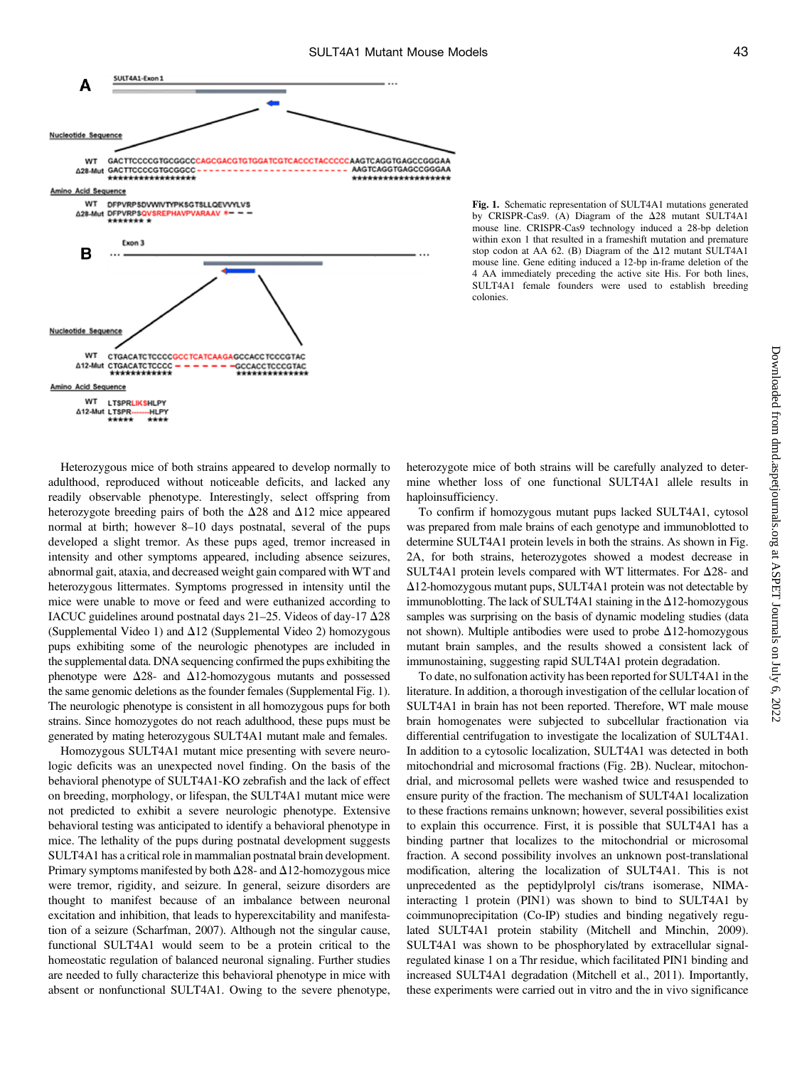Fig. 1. Schematic representation of SULT4A1 mutations generated by CRISPR-Cas9. (A) Diagram of the Δ28 mutant SULT4A1 mouse line. CRISPR-Cas9 technology induced a 28-bp deletion within exon 1 that resulted in a frameshift mutation and premature stop codon at AA 62. (B) Diagram of the Δ12 mutant SULT4A1 mouse line. Gene editing induced a 12-bp in-frame deletion of the 4 AA immediately preceding the active site His. For both lines, SULT4A1 female founders were used to establish breeding colonies.

Heterozygous mice of both strains appeared to develop normally to adulthood, reproduced without noticeable deficits, and lacked any readily observable phenotype. Interestingly, select offspring from heterozygote breeding pairs of both the Δ28 and Δ12 mice appeared normal at birth; however 8–10 days postnatal, several of the pups developed a slight tremor. As these pups aged, tremor increased in intensity and other symptoms appeared, including absence seizures, abnormal gait, ataxia, and decreased weight gain compared with WT and heterozygous littermates. Symptoms progressed in intensity until the mice were unable to move or feed and were euthanized according to IACUC guidelines around postnatal days 21–25. Videos of day-17 Δ28 (Supplemental Video 1) and Δ12 (Supplemental Video 2) homozygous pups exhibiting some of the neurologic phenotypes are included in the supplemental data. DNA sequencing confirmed the pups exhibiting the phenotype were Δ28- and Δ12-homozygous mutants and possessed the same genomic deletions as the founder females (Supplemental Fig. 1). The neurologic phenotype is consistent in all homozygous pups for both strains. Since homozygotes do not reach adulthood, these pups must be generated by mating heterozygous SULT4A1 mutant male and females.

Homozygous SULT4A1 mutant mice presenting with severe neurologic deficits was an unexpected novel finding. On the basis of the behavioral phenotype of SULT4A1-KO zebrafish and the lack of effect on breeding, morphology, or lifespan, the SULT4A1 mutant mice were not predicted to exhibit a severe neurologic phenotype. Extensive behavioral testing was anticipated to identify a behavioral phenotype in mice. The lethality of the pups during postnatal development suggests SULT4A1 has a critical role in mammalian postnatal brain development. Primary symptoms manifested by both Δ28- and Δ12-homozygous mice were tremor, rigidity, and seizure. In general, seizure disorders are thought to manifest because of an imbalance between neuronal excitation and inhibition, that leads to hyperexcitability and manifestation of a seizure (Scharfman, 2007). Although not the singular cause, functional SULT4A1 would seem to be a protein critical to the homeostatic regulation of balanced neuronal signaling. Further studies are needed to fully characterize this behavioral phenotype in mice with absent or nonfunctional SULT4A1. Owing to the severe phenotype, heterozygote mice of both strains will be carefully analyzed to determine whether loss of one functional SULT4A1 allele results in haploinsufficiency.

To confirm if homozygous mutant pups lacked SULT4A1, cytosol was prepared from male brains of each genotype and immunoblotted to determine SULT4A1 protein levels in both the strains. As shown in Fig. 2A, for both strains, heterozygotes showed a modest decrease in SULT4A1 protein levels compared with WT littermates. For Δ28- and Δ12-homozygous mutant pups, SULT4A1 protein was not detectable by immunoblotting. The lack of SULT4A1 staining in the Δ12-homozygous samples was surprising on the basis of dynamic modeling studies (data not shown). Multiple antibodies were used to probe Δ12-homozygous mutant brain samples, and the results showed a consistent lack of immunostaining, suggesting rapid SULT4A1 protein degradation.

To date, no sulfonation activity has been reported for SULT4A1 in the literature. In addition, a thorough investigation of the cellular location of SULT4A1 in brain has not been reported. Therefore, WT male mouse brain homogenates were subjected to subcellular fractionation via differential centrifugation to investigate the localization of SULT4A1. In addition to a cytosolic localization, SULT4A1 was detected in both mitochondrial and microsomal fractions (Fig. 2B). Nuclear, mitochondrial, and microsomal pellets were washed twice and resuspended to ensure purity of the fraction. The mechanism of SULT4A1 localization to these fractions remains unknown; however, several possibilities exist to explain this occurrence. First, it is possible that SULT4A1 has a binding partner that localizes to the mitochondrial or microsomal fraction. A second possibility involves an unknown post-translational modification, altering the localization of SULT4A1. This is not unprecedented as the peptidylprolyl cis/trans isomerase, NIMA-interacting 1 protein (PIN1) was shown to bind to SULT4A1 by coimmunoprecipitation (Co-IP) studies and binding negatively regulated SULT4A1 protein stability (Mitchell and Minchin, 2009). SULT4A1 was shown to be phosphorylated by extracellular signal-regulated kinase 1 on a Thr residue, which facilitated PIN1 binding and increased SULT4A1 degradation (Mitchell et al., 2011). Importantly, these experiments were carried out in vitro and the in vivo significance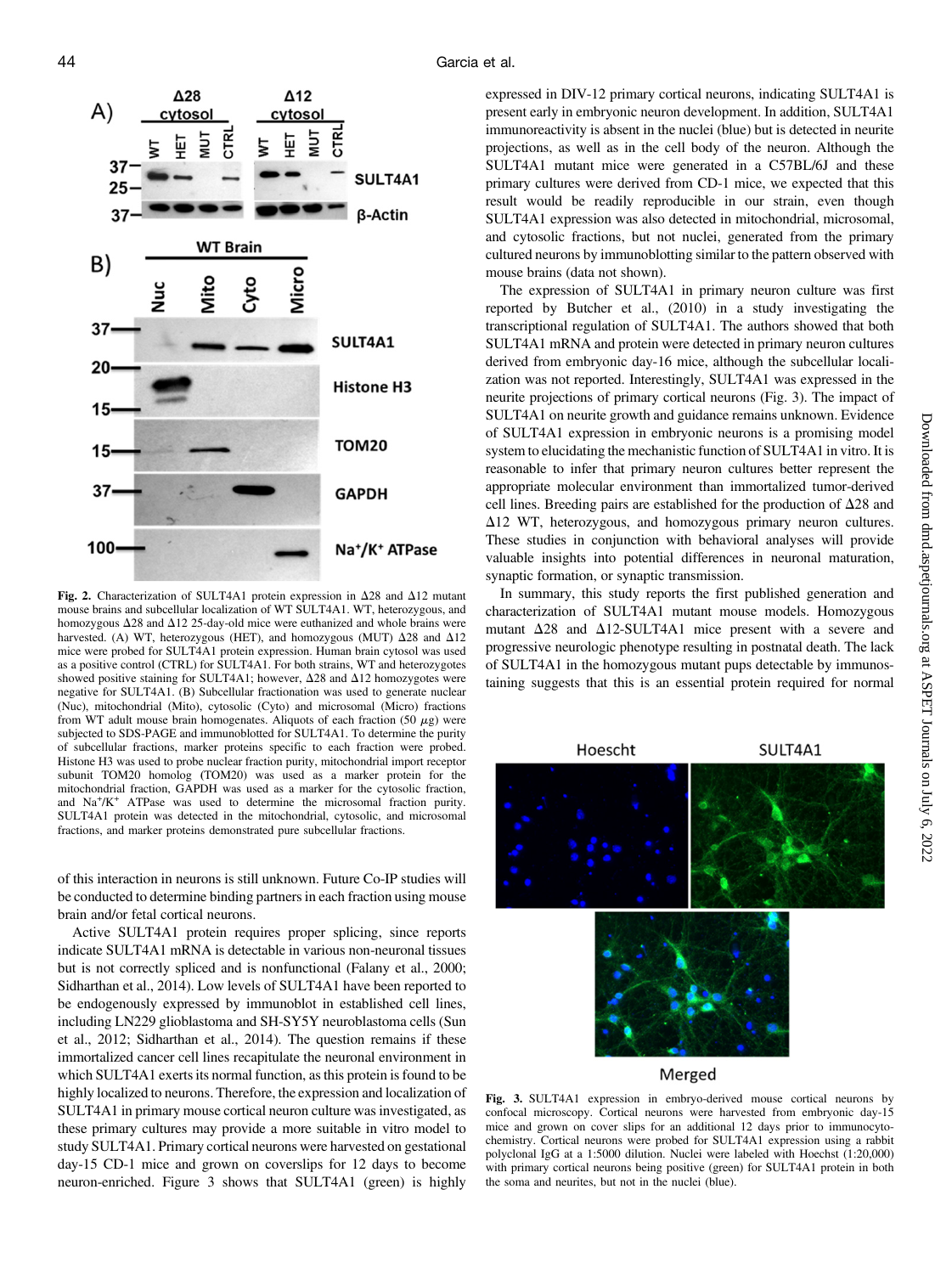Fig. 2. Characterization of SULT4A1 protein expression in Δ28 and Δ12 mutant mouse brains and subcellular localization of WT SULT4A1. WT, heterozygous, and homozygous Δ28 and Δ12 25-day-old mice were euthanized and whole brains were harvested. (A) WT, heterozygous (HET), and homozygous (MUT) Δ28 and Δ12 mice were probed for SULT4A1 protein expression. Human brain cytosol was used as a positive control (CTRL) for SULT4A1. For both strains, WT and heterozygotes showed positive staining for SULT4A1; however, Δ28 and Δ12 homozygotes were negative for SULT4A1. (B) Subcellular fractionation was used to generate nuclear (Nuc), mitochondrial (Mito), cytosolic (Cyto) and microsomal (Micro) fractions from WT adult mouse brain homogenates. Aliquots of each fraction (50 $\mu$g) were subjected to SDS-PAGE and immunoblotted for SULT4A1. To determine the purity of subcellular fractions, marker proteins specific to each fraction were probed. Histone H3 was used to probe nuclear fraction purity, mitochondrial import receptor subunit TOM20 homolog (TOM20) was used as a marker protein for the mitochondrial fraction, GAPDH was used as a marker for the cytosolic fraction, and $Na^+/K^+$ ATPase was used to determine the microsomal fraction purity. SULT4A1 protein was detected in the mitochondrial, cytosolic, and microsomal fractions, and marker proteins demonstrated pure subcellular fractions.

of this interaction in neurons is still unknown. Future Co-IP studies will be conducted to determine binding partners in each fraction using mouse brain and/or fetal cortical neurons.

Active SULT4A1 protein requires proper splicing, since reports indicate SULT4A1 mRNA is detectable in various non-neuronal tissues but is not correctly spliced and is nonfunctional (Falany et al., 2000; Sidharthan et al., 2014). Low levels of SULT4A1 have been reported to be endogenously expressed by immunoblot in established cell lines, including LN229 glioblastoma and SH-SY5Y neuroblastoma cells (Sun et al., 2012; Sidharthan et al., 2014). The question remains if these immortalized cancer cell lines recapitulate the neuronal environment in which SULT4A1 exerts its normal function, as this protein is found to be highly localized to neurons. Therefore, the expression and localization of SULT4A1 in primary mouse cortical neuron culture was investigated, as these primary cultures may provide a more suitable in vitro model to study SULT4A1. Primary cortical neurons were harvested on gestational day-15 CD-1 mice and grown on coverslips for 12 days to become neuron-enriched. Figure 3 shows that SULT4A1 (green) is highly expressed in DIV-12 primary cortical neurons, indicating SULT4A1 is present early in embryonic neuron development. In addition, SULT4A1 immunoreactivity is absent in the nuclei (blue) but is detected in neurite projections, as well as in the cell body of the neuron. Although the SULT4A1 mutant mice were generated in a C57BL/6J and these primary cultures were derived from CD-1 mice, we expected that this result would be readily reproducible in our strain, even though SULT4A1 expression was also detected in mitochondrial, microsomal, and cytosolic fractions, but not nuclei, generated from the primary cultured neurons by immunoblotting similar to the pattern observed with mouse brains (data not shown).

The expression of SULT4A1 in primary neuron culture was first reported by Butcher et al., (2010) in a study investigating the transcriptional regulation of SULT4A1. The authors showed that both SULT4A1 mRNA and protein were detected in primary neuron cultures derived from embryonic day-16 mice, although the subcellular localization was not reported. Interestingly, SULT4A1 was expressed in the neurite projections of primary cortical neurons (Fig. 3). The impact of SULT4A1 on neurite growth and guidance remains unknown. Evidence of SULT4A1 expression in embryonic neurons is a promising model system to elucidating the mechanistic function of SULT4A1 in vitro. It is reasonable to infer that primary neuron cultures better represent the appropriate molecular environment than immortalized tumor-derived cell lines. Breeding pairs are established for the production of Δ28 and Δ12 WT, heterozygous, and homozygous primary neuron cultures. These studies in conjunction with behavioral analyses will provide valuable insights into potential differences in neuronal maturation, synaptic formation, or synaptic transmission.

In summary, this study reports the first published generation and characterization of SULT4A1 mutant mouse models. Homozygous mutant Δ28 and Δ12-SULT4A1 mice present with a severe and progressive neurologic phenotype resulting in postnatal death. The lack of SULT4A1 in the homozygous mutant pups detectable by immunostaining suggests that this is an essential protein required for normal

Fig. 3. SULT4A1 expression in embryo-derived mouse cortical neurons by confocal microscopy. Cortical neurons were harvested from embryonic day-15 mice and grown on cover slips for an additional 12 days prior to immunocytochemistry. Cortical neurons were probed for SULT4A1 expression using a rabbit polyclonal IgG at a 1:5000 dilution. Nuclei were labeled with Hoechst (1:20,000) with primary cortical neurons being positive (green) for SULT4A1 protein in both the soma and neurites, but not in the nuclei (blue).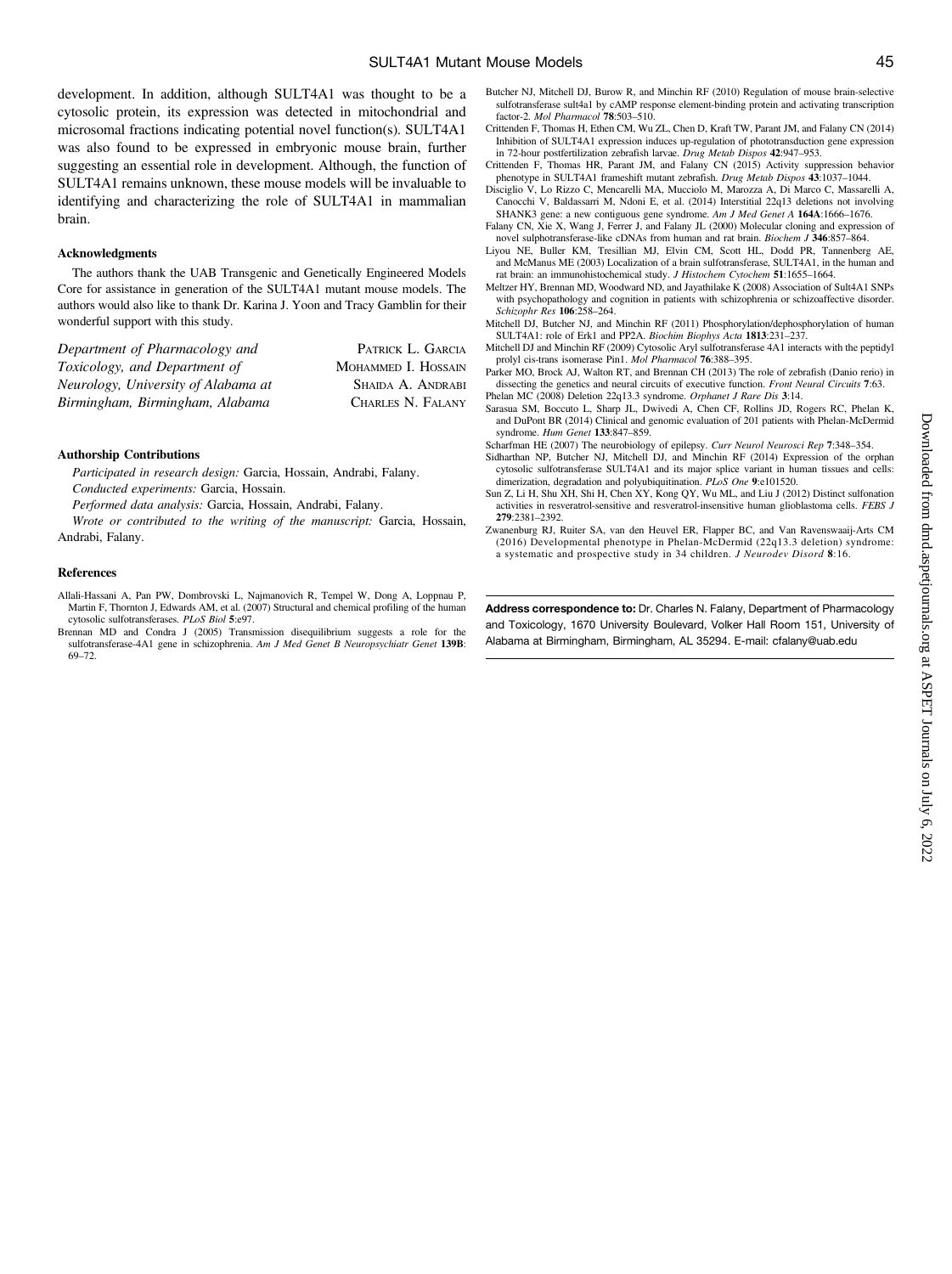development. In addition, although SULT4A1 was thought to be a cytosolic protein, its expression was detected in mitochondrial and microsomal fractions indicating potential novel function(s). SULT4A1 was also found to be expressed in embryonic mouse brain, further suggesting an essential role in development. Although, the function of SULT4A1 remains unknown, these mouse models will be invaluable to identifying and characterizing the role of SULT4A1 in mammalian brain.

#### Acknowledgments

The authors thank the UAB Transgenic and Genetically Engineered Models Core for assistance in generation of the SULT4A1 mutant mouse models. The authors would also like to thank Dr. Karina J. Yoon and Tracy Gamblin for their wonderful support with this study.

*Department of Pharmacology and Toxicology, and Department of Neurology, University of Alabama at Birmingham, Birmingham, Alabama*

PATRICK L. GARCIA
MOHAMMED I. HOSSAIN
SHAIDA A. ANDRABI
CHARLES N. FALANY

#### Authorship Contributions

*Participated in research design:* Garcia, Hossain, Andrabi, Falany.

*Conducted experiments:* Garcia, Hossain.

*Performed data analysis:* Garcia, Hossain, Andrabi, Falany.

*Wrote or contributed to the writing of the manuscript:* Garcia, Hossain, Andrabi, Falany.

#### References

Allali-Hassani A, Pan PW, Dombrovski L, Najmanovich R, Tempel W, Dong A, Loppnau P, Martin F, Thornton J, Edwards AM, et al. (2007) Structural and chemical profiling of the human cytosolic sulfotransferases. *PLoS Biol* **5**:e97.

Brennan MD and Condra J (2005) Transmission disequilibrium suggests a role for the sulfotransferase-4A1 gene in schizophrenia. *Am J Med Genet B Neuropsychiatr Genet* **139B**: 69–72.

Butcher NJ, Mitchell DJ, Burow R, and Minchin RF (2010) Regulation of mouse brain-selective sulfotransferase sult4a1 by cAMP response element-binding protein and activating transcription factor-2. *Mol Pharmacol* **78**:503–510.

Crittenden F, Thomas H, Ethen CM, Wu ZL, Chen D, Kraft TW, Parant JM, and Falany CN (2014) Inhibition of SULT4A1 expression induces up-regulation of phototransduction gene expression in 72-hour postfertilization zebrafish larvae. *Drug Metab Dispos* **42**:947–953.

Crittenden F, Thomas HR, Parant JM, and Falany CN (2015) Activity suppression behavior phenotype in SULT4A1 frameshift mutant zebrafish. *Drug Metab Dispos* **43**:1037–1044.

Disciglio V, Lo Rizzo C, Mencarelli MA, Mucciolo M, Marozza A, Di Marco C, Massarelli A, Canocchi V, Baldassarri M, Ndoni E, et al. (2014) Interstitial 22q13 deletions not involving SHANK3 gene: a new contiguous gene syndrome. *Am J Med Genet A* **164A**:1666–1676.

Falany CN, Xie X, Wang J, Ferrer J, and Falany JL (2000) Molecular cloning and expression of novel sulphotransferase-like cDNAs from human and rat brain. *Biochem J* **346**:857–864.

Liyou NE, Buller KM, Tresillian MJ, Elvin CM, Scott HL, Dodd PR, Tannenberg AE, and McManus ME (2003) Localization of a brain sulfotransferase, SULT4A1, in the human and rat brain: an immunohistochemical study. *J Histochem Cytochem* **51**:1655–1664.

Meltzer HY, Brennan MD, Woodward ND, and Jayathilake K (2008) Association of Sult4A1 SNPs with psychopathology and cognition in patients with schizophrenia or schizoaffective disorder. *Schizophr Res* **106**:258–264.

Mitchell DJ, Butcher NJ, and Minchin RF (2011) Phosphorylation/dephosphorylation of human SULT4A1: role of Erk1 and PP2A. *Biochim Biophys Acta* **1813**:231–237.

Mitchell DJ and Minchin RF (2009) Cytosolic Aryl sulfotransferase 4A1 interacts with the peptidyl prolyl cis-trans isomerase Pin1. *Mol Pharmacol* **76**:388–395.

Parker MO, Brock AJ, Walton RT, and Brennan CH (2013) The role of zebrafish (Danio rerio) in dissecting the genetics and neural circuits of executive function. *Front Neural Circuits* **7**:63.

Phelan MC (2008) Deletion 22q13.3 syndrome. *Orphanet J Rare Dis* **3**:14.

Sarasua SM, Boccuto L, Sharp JL, Dwivedi A, Chen CF, Rollins JD, Rogers RC, Phelan K, and DuPont BR (2014) Clinical and genomic evaluation of 201 patients with Phelan-McDermid syndrome. *Hum Genet* **133**:847–859.

Scharfman HE (2007) The neurobiology of epilepsy. *Curr Neurol Neurosci Rep* **7**:348–354.

Sidharthan NP, Butcher NJ, Mitchell DJ, and Minchin RF (2014) Expression of the orphan cytosolic sulfotransferase SULT4A1 and its major splice variant in human tissues and cells: dimerization, degradation and polyubiquitination. *PLoS One* **9**:e101520.

Sun Z, Li H, Shu XH, Shi H, Chen XY, Kong QY, Wu ML, and Liu J (2012) Distinct sulfonation activities in resveratrol-sensitive and resveratrol-insensitive human glioblastoma cells. *FEBS J* **279**:2381–2392.

Zwanenburg RJ, Ruiter SA, van den Heuvel ER, Flapper BC, and Van Ravenswaaij-Arts CM (2016) Developmental phenotype in Phelan-McDermid (22q13.3 deletion) syndrome: a systematic and prospective study in 34 children. *J Neurodev Disord* **8**:16.

**Address correspondence to:** Dr. Charles N. Falany, Department of Pharmacology and Toxicology, 1670 University Boulevard, Volker Hall Room 151, University of Alabama at Birmingham, Birmingham, AL 35294. E-mail: cfalany@uab.edu